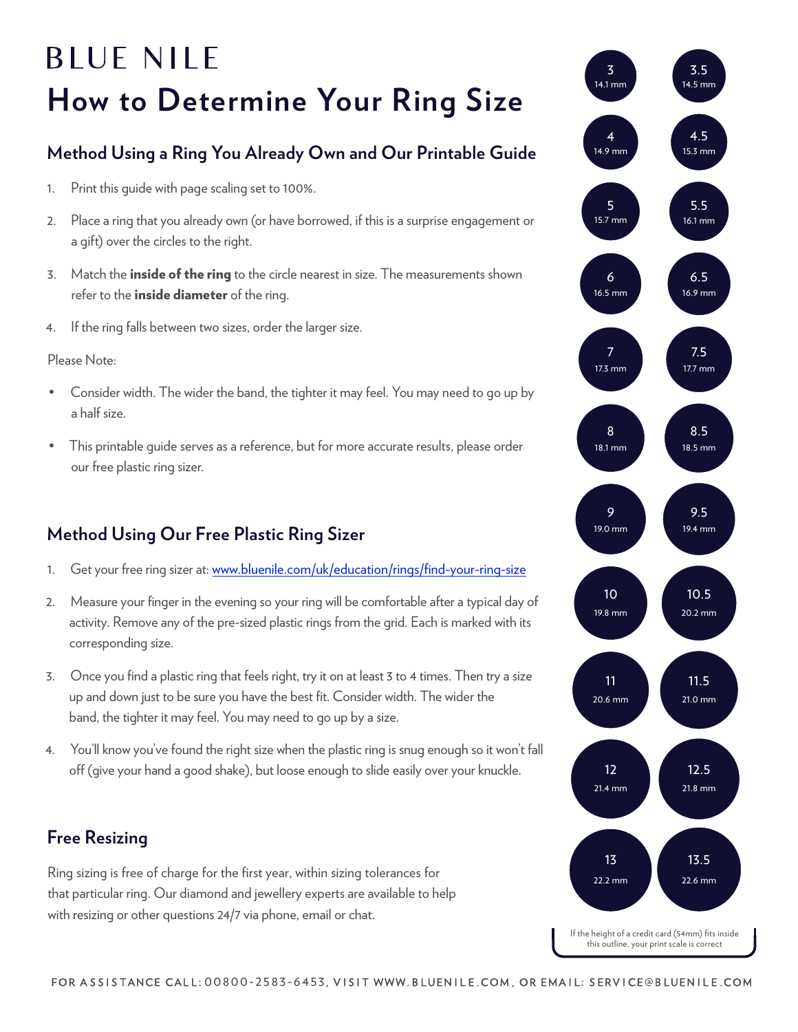# BLUE NILE

# How to Determine Your Ring Size

## Method Using a Ring You Already Own and Our Printable Guide

1. Print this guide with page scaling set to 100%.
2. Place a ring that you already own (or have borrowed, if this is a surprise engagement or a gift) over the circles to the right.
3. Match the **inside of the ring** to the circle nearest in size. The measurements shown refer to the **inside diameter** of the ring.
4. If the ring falls between two sizes, order the larger size.

Please Note:

- Consider width. The wider the band, the tighter it may feel. You may need to go up by a half size.
- This printable guide serves as a reference, but for more accurate results, please order our free plastic ring sizer.

## Method Using Our Free Plastic Ring Sizer

1. Get your free ring sizer at: [www.bluenile.com/uk/education/rings/find-your-ring-size](http://www.bluenile.com/uk/education/rings/find-your-ring-size)
2. Measure your finger in the evening so your ring will be comfortable after a typical day of activity. Remove any of the pre-sized plastic rings from the grid. Each is marked with its corresponding size.
3. Once you find a plastic ring that feels right, try it on at least 3 to 4 times. Then try a size up and down just to be sure you have the best fit. Consider width. The wider the band, the tighter it may feel. You may need to go up by a size.
4. You'll know you've found the right size when the plastic ring is snug enough so it won't fall off (give your hand a good shake), but loose enough to slide easily over your knuckle.

## Free Resizing

Ring sizing is free of charge for the first year, within sizing tolerances for that particular ring. Our diamond and jewellery experts are available to help with resizing or other questions 24/7 via phone, email or chat.

| Size | Inside diameter | Size | Inside diameter |
|---|---|---|---|
| 3 | 14.1 mm | 3.5 | 14.5 mm |
| 4 | 14.9 mm | 4.5 | 15.3 mm |
| 5 | 15.7 mm | 5.5 | 16.1 mm |
| 6 | 16.5 mm | 6.5 | 16.9 mm |
| 7 | 17.3 mm | 7.5 | 17.7 mm |
| 8 | 18.1 mm | 8.5 | 18.5 mm |
| 9 | 19.0 mm | 9.5 | 19.4 mm |
| 10 | 19.8 mm | 10.5 | 20.2 mm |
| 11 | 20.6 mm | 11.5 | 21.0 mm |
| 12 | 21.4 mm | 12.5 | 21.8 mm |
| 13 | 22.2 mm | 13.5 | 22.6 mm |

If the height of a credit card (54mm) fits inside this outline, your print scale is correct

FOR ASSISTANCE CALL: 00800-2583-6453, VISIT WWW.BLUENILE.COM, OR EMAIL: SERVICE@BLUENILE.COM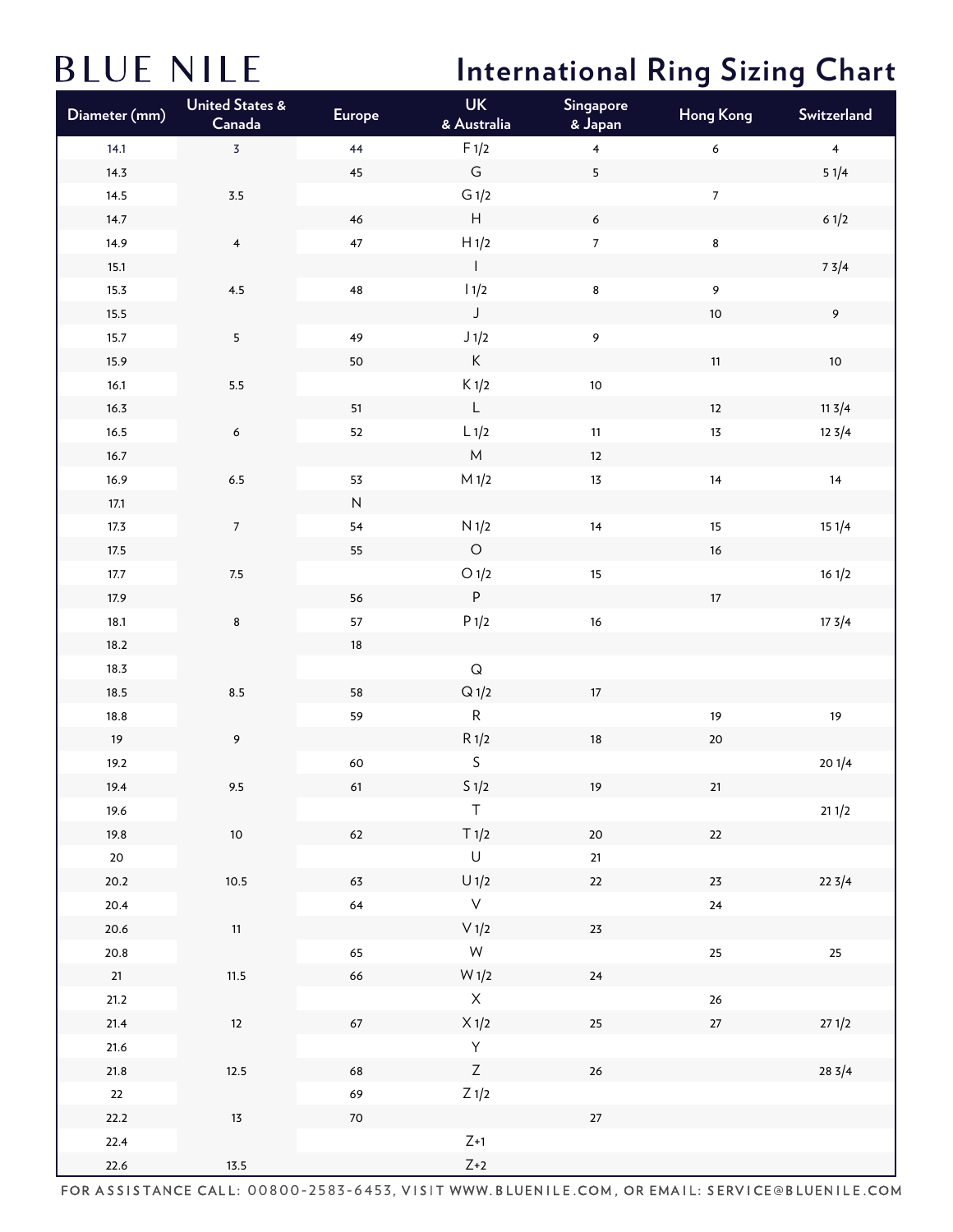# BLUE NILE

## International Ring Sizing Chart

| Diameter (mm) | United States & Canada | Europe | UK & Australia | Singapore & Japan | Hong Kong | Switzerland |
|---|---|---|---|---|---|---|
| 14.1 | 3 | 44 | F 1/2 | 4 | 6 | 4 |
| 14.3 | | 45 | G | 5 | | 5 1/4 |
| 14.5 | 3.5 | | G 1/2 | | 7 | |
| 14.7 | | 46 | H | 6 | | 6 1/2 |
| 14.9 | 4 | 47 | H 1/2 | 7 | 8 | |
| 15.1 | | | I | | | 7 3/4 |
| 15.3 | 4.5 | 48 | I 1/2 | 8 | 9 | |
| 15.5 | | | J | | 10 | 9 |
| 15.7 | 5 | 49 | J 1/2 | 9 | | |
| 15.9 | | 50 | K | | 11 | 10 |
| 16.1 | 5.5 | | K 1/2 | 10 | | |
| 16.3 | | 51 | L | | 12 | 11 3/4 |
| 16.5 | 6 | 52 | L 1/2 | 11 | 13 | 12 3/4 |
| 16.7 | | | M | 12 | | |
| 16.9 | 6.5 | 53 | M 1/2 | 13 | 14 | 14 |
| 17.1 | | N | | | | |
| 17.3 | 7 | 54 | N 1/2 | 14 | 15 | 15 1/4 |
| 17.5 | | 55 | O | | 16 | |
| 17.7 | 7.5 | | O 1/2 | 15 | | 16 1/2 |
| 17.9 | | 56 | P | | 17 | |
| 18.1 | 8 | 57 | P 1/2 | 16 | | 17 3/4 |
| 18.2 | | 18 | | | | |
| 18.3 | | | Q | | | |
| 18.5 | 8.5 | 58 | Q 1/2 | 17 | | |
| 18.8 | | 59 | R | | 19 | 19 |
| 19 | 9 | | R 1/2 | 18 | 20 | |
| 19.2 | | 60 | S | | | 20 1/4 |
| 19.4 | 9.5 | 61 | S 1/2 | 19 | 21 | |
| 19.6 | | | T | | | 21 1/2 |
| 19.8 | 10 | 62 | T 1/2 | 20 | 22 | |
| 20 | | | U | 21 | | |
| 20.2 | 10.5 | 63 | U 1/2 | 22 | 23 | 22 3/4 |
| 20.4 | | 64 | V | | 24 | |
| 20.6 | 11 | | V 1/2 | 23 | | |
| 20.8 | | 65 | W | | 25 | 25 |
| 21 | 11.5 | 66 | W 1/2 | 24 | | |
| 21.2 | | | X | | 26 | |
| 21.4 | 12 | 67 | X 1/2 | 25 | 27 | 27 1/2 |
| 21.6 | | | Y | | | |
| 21.8 | 12.5 | 68 | Z | 26 | | 28 3/4 |
| 22 | | 69 | Z 1/2 | | | |
| 22.2 | 13 | 70 | | 27 | | |
| 22.4 | | | Z+1 | | | |
| 22.6 | 13.5 | | Z+2 | | | |

FOR ASSISTANCE CALL: 00800-2583-6453, VISIT WWW.BLUENILE.COM, OR EMAIL: SERVICE@BLUENILE.COM